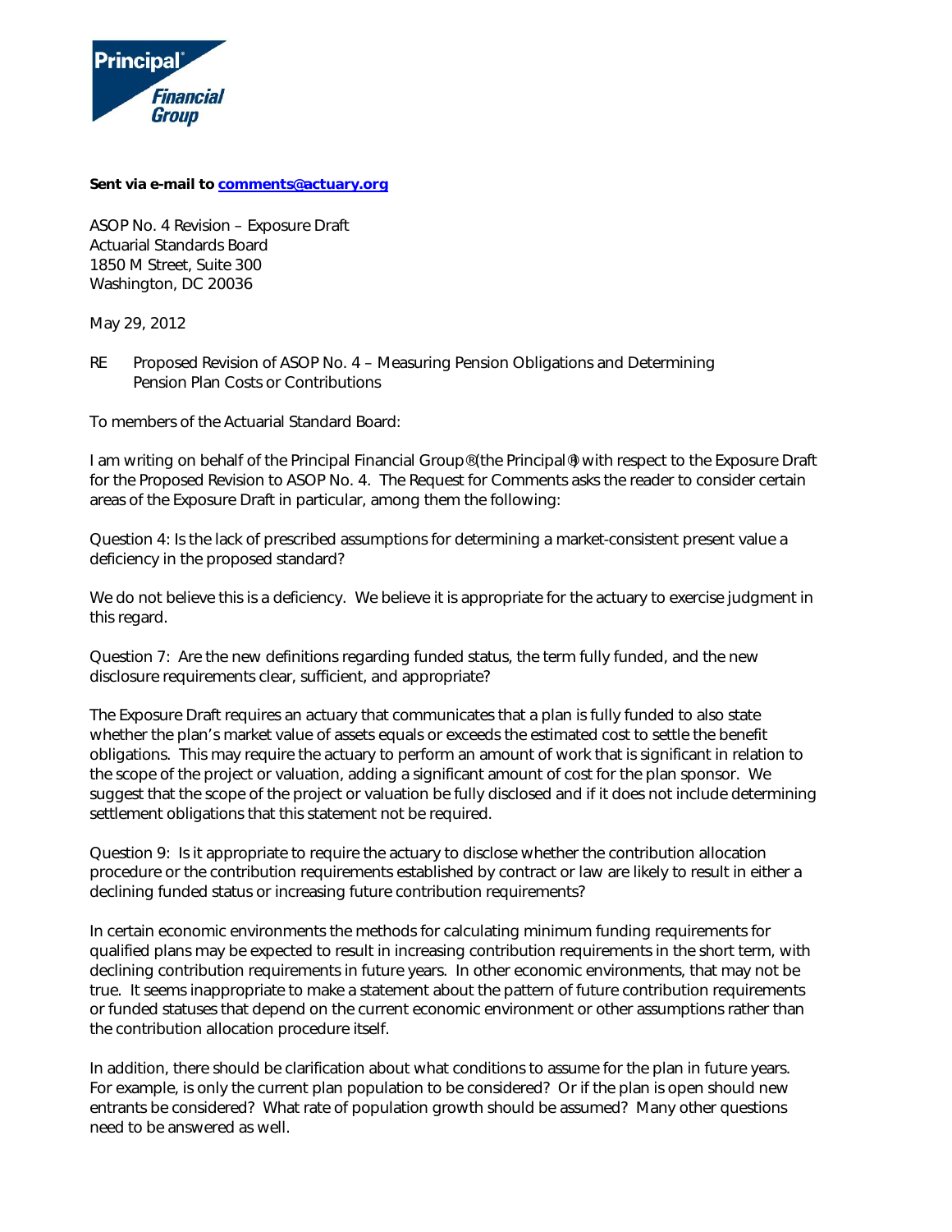Principal Financial Group

**Sent via e-mail to [comments@actuary.org](mailto:comments@actuary.org)**

ASOP No. 4 Revision – Exposure Draft
Actuarial Standards Board
1850 M Street, Suite 300
Washington, DC 20036

May 29, 2012

RE Proposed Revision of ASOP No. 4 – Measuring Pension Obligations and Determining Pension Plan Costs or Contributions

To members of the Actuarial Standard Board:

I am writing on behalf of the Principal Financial Group® (the Principal®) with respect to the Exposure Draft for the Proposed Revision to ASOP No. 4. The Request for Comments asks the reader to consider certain areas of the Exposure Draft in particular, among them the following:

Question 4: Is the lack of prescribed assumptions for determining a market-consistent present value a deficiency in the proposed standard?

We do not believe this is a deficiency. We believe it is appropriate for the actuary to exercise judgment in this regard.

Question 7: Are the new definitions regarding funded status, the term fully funded, and the new disclosure requirements clear, sufficient, and appropriate?

The Exposure Draft requires an actuary that communicates that a plan is fully funded to also state whether the plan's market value of assets equals or exceeds the estimated cost to settle the benefit obligations. This may require the actuary to perform an amount of work that is significant in relation to the scope of the project or valuation, adding a significant amount of cost for the plan sponsor. We suggest that the scope of the project or valuation be fully disclosed and if it does not include determining settlement obligations that this statement not be required.

Question 9: Is it appropriate to require the actuary to disclose whether the contribution allocation procedure or the contribution requirements established by contract or law are likely to result in either a declining funded status or increasing future contribution requirements?

In certain economic environments the methods for calculating minimum funding requirements for qualified plans may be expected to result in increasing contribution requirements in the short term, with declining contribution requirements in future years. In other economic environments, that may not be true. It seems inappropriate to make a statement about the pattern of future contribution requirements or funded statuses that depend on the current economic environment or other assumptions rather than the contribution allocation procedure itself.

In addition, there should be clarification about what conditions to assume for the plan in future years. For example, is only the current plan population to be considered? Or if the plan is open should new entrants be considered? What rate of population growth should be assumed? Many other questions need to be answered as well.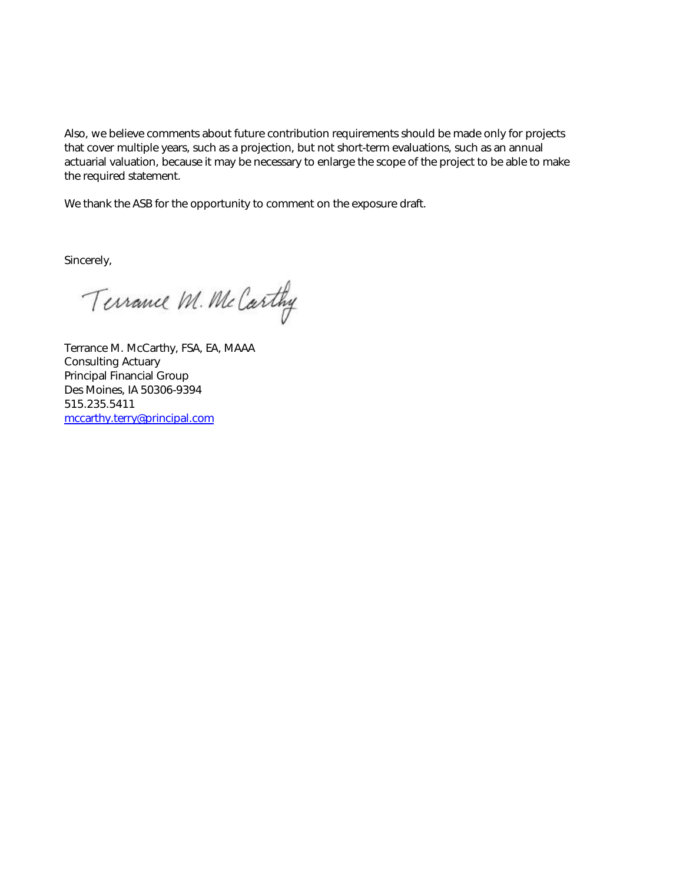Also, we believe comments about future contribution requirements should be made only for projects that cover multiple years, such as a projection, but not short-term evaluations, such as an annual actuarial valuation, because it may be necessary to enlarge the scope of the project to be able to make the required statement.

We thank the ASB for the opportunity to comment on the exposure draft.

Sincerely,

Terrance M. McCarthy

Terrance M. McCarthy, FSA, EA, MAAA
Consulting Actuary
Principal Financial Group
Des Moines, IA 50306-9394
515.235.5411
mccarthy.terry@principal.com